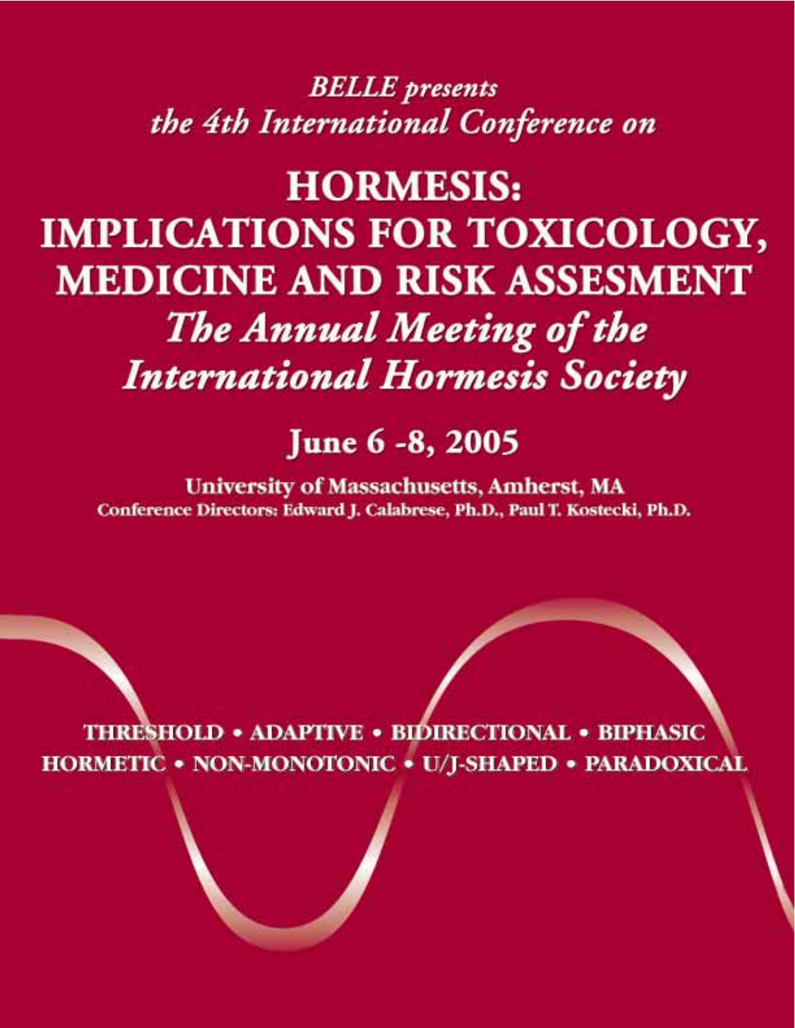*BELLE presents*
*the 4th International Conference on*

# HORMESIS: IMPLICATIONS FOR TOXICOLOGY, MEDICINE AND RISK ASSESMENT

## *The Annual Meeting of the International Hormesis Society*

## June 6 -8, 2005

**University of Massachusetts, Amherst, MA**

**Conference Directors: Edward J. Calabrese, Ph.D., Paul T. Kostecki, Ph.D.**

**THRESHOLD • ADAPTIVE • BIDIRECTIONAL • BIPHASIC**
**HORMETIC • NON-MONOTONIC • U/J-SHAPED • PARADOXICAL**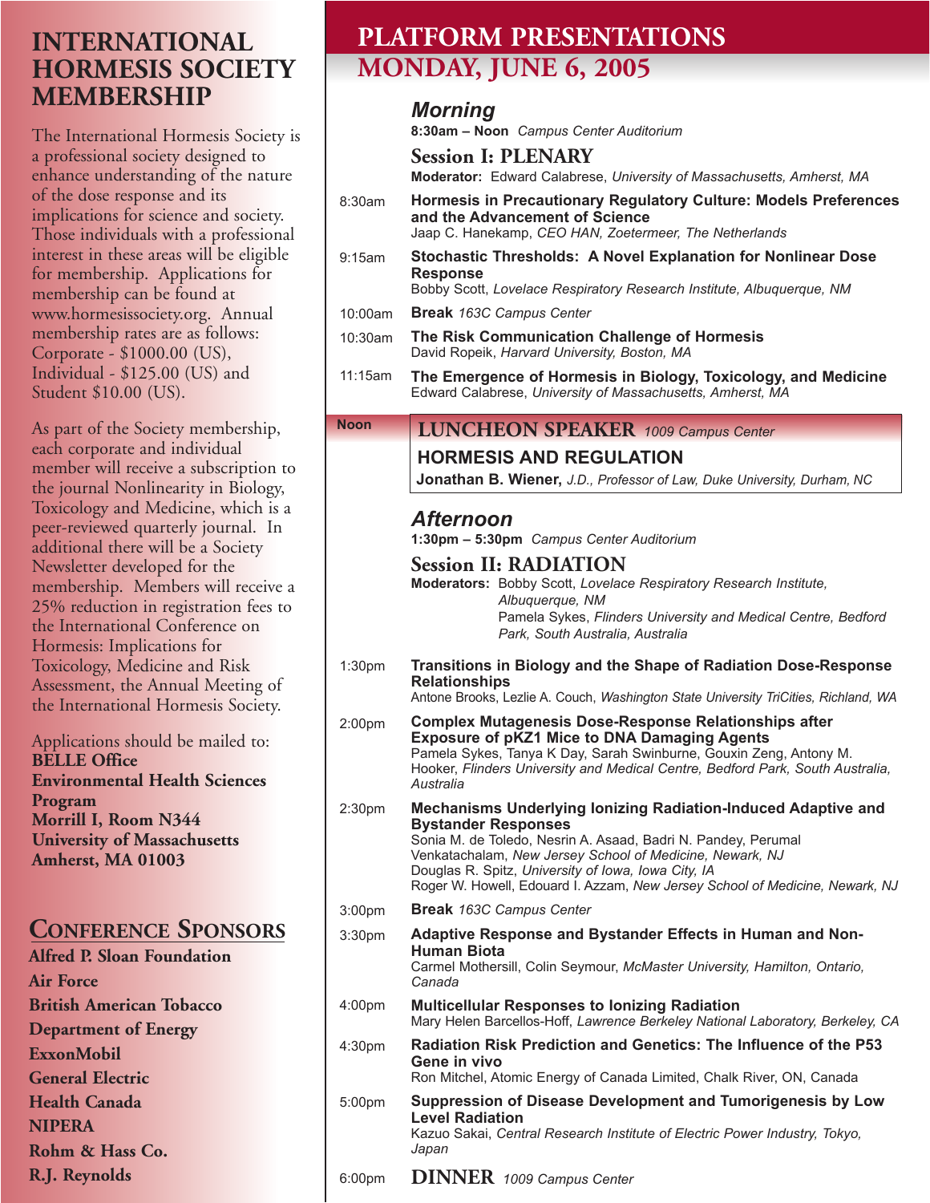# INTERNATIONAL HORMESIS SOCIETY MEMBERSHIP

The International Hormesis Society is a professional society designed to enhance understanding of the nature of the dose response and its implications for science and society. Those individuals with a professional interest in these areas will be eligible for membership. Applications for membership can be found at www.hormesissociety.org. Annual membership rates are as follows: Corporate - $1000.00 (US), Individual - $125.00 (US) and Student $10.00 (US).

As part of the Society membership, each corporate and individual member will receive a subscription to the journal Nonlinearity in Biology, Toxicology and Medicine, which is a peer-reviewed quarterly journal. In additional there will be a Society Newsletter developed for the membership. Members will receive a 25% reduction in registration fees to the International Conference on Hormesis: Implications for Toxicology, Medicine and Risk Assessment, the Annual Meeting of the International Hormesis Society.

Applications should be mailed to:
**BELLE Office**
**Environmental Health Sciences Program**
**Morrill I, Room N344**
**University of Massachusetts**
**Amherst, MA 01003**

## CONFERENCE SPONSORS

**Alfred P. Sloan Foundation**
**Air Force**
**British American Tobacco**
**Department of Energy**
**ExxonMobil**
**General Electric**
**Health Canada**
**NIPERA**
**Rohm & Hass Co.**
**R.J. Reynolds**

# PLATFORM PRESENTATIONS
## MONDAY, JUNE 6, 2005

### *Morning*

**8:30am – Noon** *Campus Center Auditorium*

### Session I: PLENARY

**Moderator:** Edward Calabrese, *University of Massachusetts, Amherst, MA*

8:30am — **Hormesis in Precautionary Regulatory Culture: Models Preferences and the Advancement of Science**
Jaap C. Hanekamp, *CEO HAN, Zoetermeer, The Netherlands*

9:15am — **Stochastic Thresholds: A Novel Explanation for Nonlinear Dose Response**
Bobby Scott, *Lovelace Respiratory Research Institute, Albuquerque, NM*

10:00am — **Break** *163C Campus Center*

10:30am — **The Risk Communication Challenge of Hormesis**
David Ropeik, *Harvard University, Boston, MA*

11:15am — **The Emergence of Hormesis in Biology, Toxicology, and Medicine**
Edward Calabrese, *University of Massachusetts, Amherst, MA*

Noon — **LUNCHEON SPEAKER** *1009 Campus Center*

**HORMESIS AND REGULATION**
**Jonathan B. Wiener,** *J.D., Professor of Law, Duke University, Durham, NC*

### *Afternoon*

**1:30pm – 5:30pm** *Campus Center Auditorium*

### Session II: RADIATION

**Moderators:** Bobby Scott, *Lovelace Respiratory Research Institute, Albuquerque, NM*
Pamela Sykes, *Flinders University and Medical Centre, Bedford Park, South Australia, Australia*

1:30pm — **Transitions in Biology and the Shape of Radiation Dose-Response Relationships**
Antone Brooks, Lezlie A. Couch, *Washington State University TriCities, Richland, WA*

2:00pm — **Complex Mutagenesis Dose-Response Relationships after Exposure of pKZ1 Mice to DNA Damaging Agents**
Pamela Sykes, Tanya K Day, Sarah Swinburne, Gouxin Zeng, Antony M. Hooker, *Flinders University and Medical Centre, Bedford Park, South Australia, Australia*

2:30pm — **Mechanisms Underlying Ionizing Radiation-Induced Adaptive and Bystander Responses**
Sonia M. de Toledo, Nesrin A. Asaad, Badri N. Pandey, Perumal Venkatachalam, *New Jersey School of Medicine, Newark, NJ*
Douglas R. Spitz, *University of Iowa, Iowa City, IA*
Roger W. Howell, Edouard I. Azzam, *New Jersey School of Medicine, Newark, NJ*

3:00pm — **Break** *163C Campus Center*

3:30pm — **Adaptive Response and Bystander Effects in Human and Non-Human Biota**
Carmel Mothersill, Colin Seymour, *McMaster University, Hamilton, Ontario, Canada*

4:00pm — **Multicellular Responses to Ionizing Radiation**
Mary Helen Barcellos-Hoff, *Lawrence Berkeley National Laboratory, Berkeley, CA*

4:30pm — **Radiation Risk Prediction and Genetics: The Influence of the P53 Gene in vivo**
Ron Mitchel, Atomic Energy of Canada Limited, Chalk River, ON, Canada

5:00pm — **Suppression of Disease Development and Tumorigenesis by Low Level Radiation**
Kazuo Sakai, *Central Research Institute of Electric Power Industry, Tokyo, Japan*

6:00pm — **DINNER** *1009 Campus Center*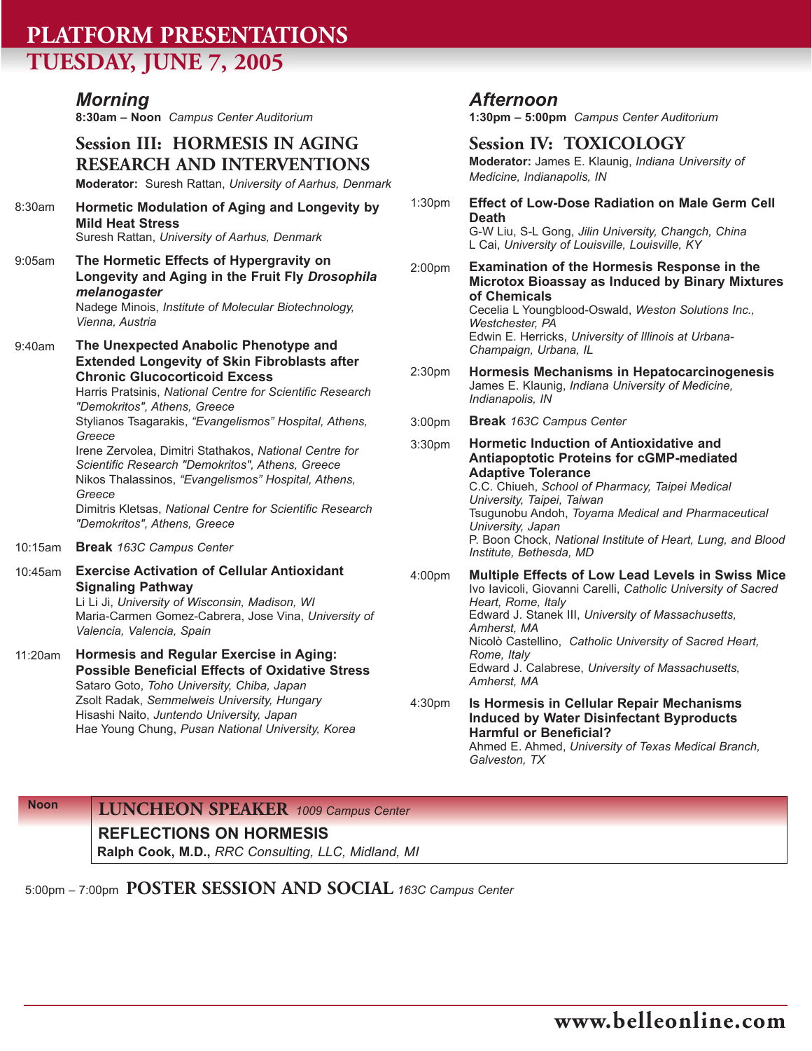# PLATFORM PRESENTATIONS

## TUESDAY, JUNE 7, 2005

### *Morning*

**8:30am – Noon** *Campus Center Auditorium*

### Session III: HORMESIS IN AGING RESEARCH AND INTERVENTIONS

**Moderator:** Suresh Rattan, *University of Aarhus, Denmark*

**8:30am — Hormetic Modulation of Aging and Longevity by Mild Heat Stress**
Suresh Rattan, *University of Aarhus, Denmark*

**9:05am — The Hormetic Effects of Hypergravity on Longevity and Aging in the Fruit Fly *Drosophila melanogaster***
Nadege Minois, *Institute of Molecular Biotechnology, Vienna, Austria*

**9:40am — The Unexpected Anabolic Phenotype and Extended Longevity of Skin Fibroblasts after Chronic Glucocorticoid Excess**
Harris Pratsinis, *National Centre for Scientific Research "Demokritos", Athens, Greece*
Stylianos Tsagarakis, *"Evangelismos" Hospital, Athens, Greece*
Irene Zervolea, Dimitri Stathakos, *National Centre for Scientific Research "Demokritos", Athens, Greece*
Nikos Thalassinos, *"Evangelismos" Hospital, Athens, Greece*
Dimitris Kletsas, *National Centre for Scientific Research "Demokritos", Athens, Greece*

**10:15am — Break** *163C Campus Center*

**10:45am — Exercise Activation of Cellular Antioxidant Signaling Pathway**
Li Li Ji, *University of Wisconsin, Madison, WI*
Maria-Carmen Gomez-Cabrera, Jose Vina, *University of Valencia, Valencia, Spain*

**11:20am — Hormesis and Regular Exercise in Aging: Possible Beneficial Effects of Oxidative Stress**
Sataro Goto, *Toho University, Chiba, Japan*
Zsolt Radak, *Semmelweis University, Hungary*
Hisashi Naito, *Juntendo University, Japan*
Hae Young Chung, *Pusan National University, Korea*

### *Afternoon*

**1:30pm – 5:00pm** *Campus Center Auditorium*

### Session IV: TOXICOLOGY

**Moderator:** James E. Klaunig, *Indiana University of Medicine, Indianapolis, IN*

**1:30pm — Effect of Low-Dose Radiation on Male Germ Cell Death**
G-W Liu, S-L Gong, *Jilin University, Changch, China*
L Cai, *University of Louisville, Louisville, KY*

**2:00pm — Examination of the Hormesis Response in the Microtox Bioassay as Induced by Binary Mixtures of Chemicals**
Cecelia L Youngblood-Oswald, *Weston Solutions Inc., Westchester, PA*
Edwin E. Herricks, *University of Illinois at Urbana-Champaign, Urbana, IL*

**2:30pm — Hormesis Mechanisms in Hepatocarcinogenesis**
James E. Klaunig, *Indiana University of Medicine, Indianapolis, IN*

**3:00pm — Break** *163C Campus Center*

**3:30pm — Hormetic Induction of Antioxidative and Antiapoptotic Proteins for cGMP-mediated Adaptive Tolerance**
C.C. Chiueh, *School of Pharmacy, Taipei Medical University, Taipei, Taiwan*
Tsugunobu Andoh, *Toyama Medical and Pharmaceutical University, Japan*
P. Boon Chock, *National Institute of Heart, Lung, and Blood Institute, Bethesda, MD*

**4:00pm — Multiple Effects of Low Lead Levels in Swiss Mice**
Ivo Iavicoli, Giovanni Carelli, *Catholic University of Sacred Heart, Rome, Italy*
Edward J. Stanek III, *University of Massachusetts, Amherst, MA*
Nicolò Castellino, *Catholic University of Sacred Heart, Rome, Italy*
Edward J. Calabrese, *University of Massachusetts, Amherst, MA*

**4:30pm — Is Hormesis in Cellular Repair Mechanisms Induced by Water Disinfectant Byproducts Harmful or Beneficial?**
Ahmed E. Ahmed, *University of Texas Medical Branch, Galveston, TX*

---

**Noon — LUNCHEON SPEAKER** *1009 Campus Center*

**REFLECTIONS ON HORMESIS**
**Ralph Cook, M.D.,** *RRC Consulting, LLC, Midland, MI*

---

5:00pm – 7:00pm **POSTER SESSION AND SOCIAL** *163C Campus Center*

**www.belleonline.com**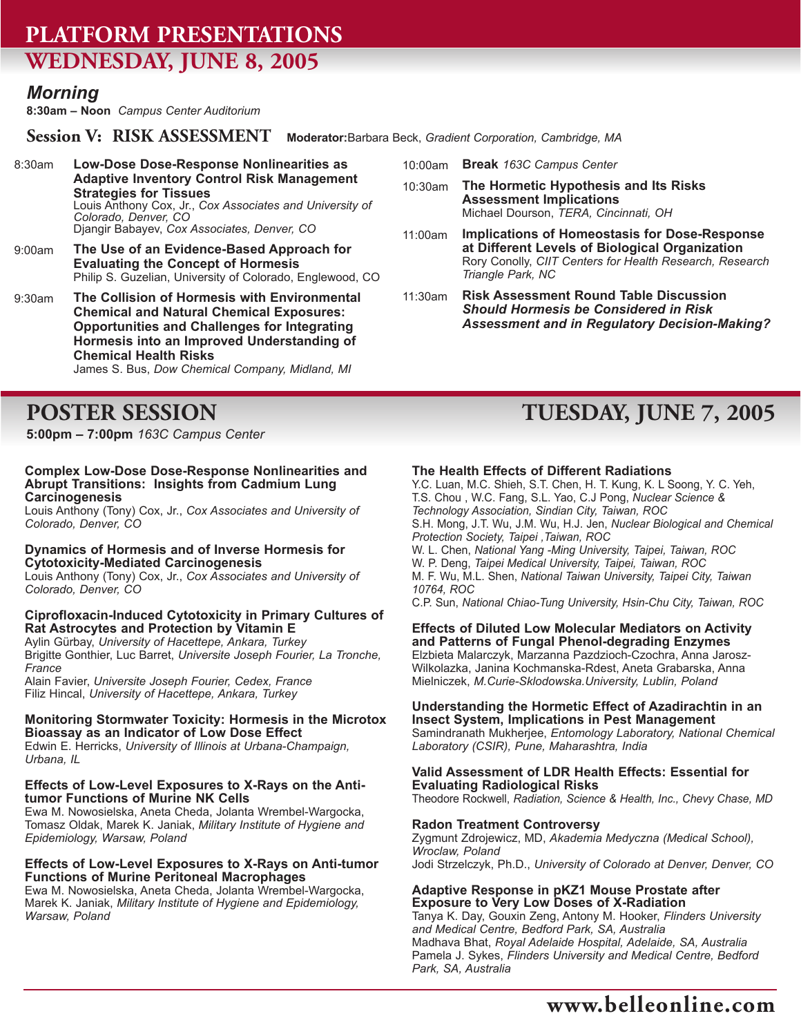# PLATFORM PRESENTATIONS

# WEDNESDAY, JUNE 8, 2005

## Morning

**8:30am – Noon** *Campus Center Auditorium*

## Session V: RISK ASSESSMENT

**Moderator:** Barbara Beck, *Gradient Corporation, Cambridge, MA*

8:30am **Low-Dose Dose-Response Nonlinearities as Adaptive Inventory Control Risk Management Strategies for Tissues**
Louis Anthony Cox, Jr., *Cox Associates and University of Colorado, Denver, CO*
Djangir Babayev, *Cox Associates, Denver, CO*

9:00am **The Use of an Evidence-Based Approach for Evaluating the Concept of Hormesis**
Philip S. Guzelian, University of Colorado, Englewood, CO

9:30am **The Collision of Hormesis with Environmental Chemical and Natural Chemical Exposures: Opportunities and Challenges for Integrating Hormesis into an Improved Understanding of Chemical Health Risks**
James S. Bus, *Dow Chemical Company, Midland, MI*

10:00am **Break** *163C Campus Center*

10:30am **The Hormetic Hypothesis and Its Risks Assessment Implications**
Michael Dourson, *TERA, Cincinnati, OH*

11:00am **Implications of Homeostasis for Dose-Response at Different Levels of Biological Organization**
Rory Conolly, *CIIT Centers for Health Research, Research Triangle Park, NC*

11:30am **Risk Assessment Round Table Discussion**
***Should Hormesis be Considered in Risk Assessment and in Regulatory Decision-Making?***

# POSTER SESSION

# TUESDAY, JUNE 7, 2005

**5:00pm – 7:00pm** *163C Campus Center*

**Complex Low-Dose Dose-Response Nonlinearities and Abrupt Transitions: Insights from Cadmium Lung Carcinogenesis**
Louis Anthony (Tony) Cox, Jr., *Cox Associates and University of Colorado, Denver, CO*

**Dynamics of Hormesis and of Inverse Hormesis for Cytotoxicity-Mediated Carcinogenesis**
Louis Anthony (Tony) Cox, Jr., *Cox Associates and University of Colorado, Denver, CO*

**Ciprofloxacin-Induced Cytotoxicity in Primary Cultures of Rat Astrocytes and Protection by Vitamin E**
Aylin Gürbay, *University of Hacettepe, Ankara, Turkey*
Brigitte Gonthier, Luc Barret, *Universite Joseph Fourier, La Tronche, France*
Alain Favier, *Universite Joseph Fourier, Cedex, France*
Filiz Hincal, *University of Hacettepe, Ankara, Turkey*

**Monitoring Stormwater Toxicity: Hormesis in the Microtox Bioassay as an Indicator of Low Dose Effect**
Edwin E. Herricks, *University of Illinois at Urbana-Champaign, Urbana, IL*

**Effects of Low-Level Exposures to X-Rays on the Anti-tumor Functions of Murine NK Cells**
Ewa M. Nowosielska, Aneta Cheda, Jolanta Wrembel-Wargocka, Tomasz Oldak, Marek K. Janiak, *Military Institute of Hygiene and Epidemiology, Warsaw, Poland*

**Effects of Low-Level Exposures to X-Rays on Anti-tumor Functions of Murine Peritoneal Macrophages**
Ewa M. Nowosielska, Aneta Cheda, Jolanta Wrembel-Wargocka, Marek K. Janiak, *Military Institute of Hygiene and Epidemiology, Warsaw, Poland*

**The Health Effects of Different Radiations**
Y.C. Luan, M.C. Shieh, S.T. Chen, H. T. Kung, K. L Soong, Y. C. Yeh, T.S. Chou , W.C. Fang, S.L. Yao, C.J Pong, *Nuclear Science & Technology Association, Sindian City, Taiwan, ROC*
S.H. Mong, J.T. Wu, J.M. Wu, H.J. Jen, *Nuclear Biological and Chemical Protection Society, Taipei ,Taiwan, ROC*
W. L. Chen, *National Yang -Ming University, Taipei, Taiwan, ROC*
W. P. Deng, *Taipei Medical University, Taipei, Taiwan, ROC*
M. F. Wu, M.L. Shen, *National Taiwan University, Taipei City, Taiwan 10764, ROC*
C.P. Sun, *National Chiao-Tung University, Hsin-Chu City, Taiwan, ROC*

**Effects of Diluted Low Molecular Mediators on Activity and Patterns of Fungal Phenol-degrading Enzymes**
Elzbieta Malarczyk, Marzanna Pazdzioch-Czochra, Anna Jarosz-Wilkolazka, Janina Kochmanska-Rdest, Aneta Grabarska, Anna Mielniczek, *M.Curie-Sklodowska.University, Lublin, Poland*

**Understanding the Hormetic Effect of Azadirachtin in an Insect System, Implications in Pest Management**
Samindranath Mukherjee, *Entomology Laboratory, National Chemical Laboratory (CSIR), Pune, Maharashtra, India*

**Valid Assessment of LDR Health Effects: Essential for Evaluating Radiological Risks**
Theodore Rockwell, *Radiation, Science & Health, Inc., Chevy Chase, MD*

**Radon Treatment Controversy**
Zygmunt Zdrojewicz, MD, *Akademia Medyczna (Medical School), Wroclaw, Poland*
Jodi Strzelczyk, Ph.D., *University of Colorado at Denver, Denver, CO*

**Adaptive Response in pKZ1 Mouse Prostate after Exposure to Very Low Doses of X-Radiation**
Tanya K. Day, Gouxin Zeng, Antony M. Hooker, *Flinders University and Medical Centre, Bedford Park, SA, Australia*
Madhava Bhat, *Royal Adelaide Hospital, Adelaide, SA, Australia*
Pamela J. Sykes, *Flinders University and Medical Centre, Bedford Park, SA, Australia*

www.belleonline.com